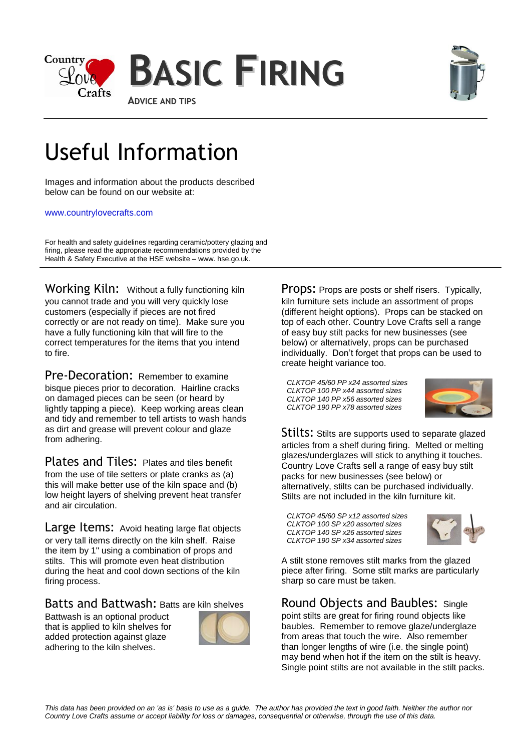Country Love Crafts

# BASIC FIRING

ADVICE AND TIPS

# Useful Information

Images and information about the products described below can be found on our website at:

www.countrylovecrafts.com

For health and safety guidelines regarding ceramic/pottery glazing and firing, please read the appropriate recommendations provided by the Health & Safety Executive at the HSE website – www. hse.go.uk.

**Working Kiln:** Without a fully functioning kiln you cannot trade and you will very quickly lose customers (especially if pieces are not fired correctly or are not ready on time). Make sure you have a fully functioning kiln that will fire to the correct temperatures for the items that you intend to fire.

**Pre-Decoration:** Remember to examine bisque pieces prior to decoration. Hairline cracks on damaged pieces can be seen (or heard by lightly tapping a piece). Keep working areas clean and tidy and remember to tell artists to wash hands as dirt and grease will prevent colour and glaze from adhering.

**Plates and Tiles:** Plates and tiles benefit from the use of tile setters or plate cranks as (a) this will make better use of the kiln space and (b) low height layers of shelving prevent heat transfer and air circulation.

**Large Items:** Avoid heating large flat objects or very tall items directly on the kiln shelf. Raise the item by 1" using a combination of props and stilts. This will promote even heat distribution during the heat and cool down sections of the kiln firing process.

**Batts and Battwash:** Batts are kiln shelves

Battwash is an optional product that is applied to kiln shelves for added protection against glaze adhering to the kiln shelves.

**Props:** Props are posts or shelf risers. Typically, kiln furniture sets include an assortment of props (different height options). Props can be stacked on top of each other. Country Love Crafts sell a range of easy buy stilt packs for new businesses (see below) or alternatively, props can be purchased individually. Don't forget that props can be used to create height variance too.

*CLKTOP 45/60 PP x24 assorted sizes*
*CLKTOP 100 PP x44 assorted sizes*
*CLKTOP 140 PP x56 assorted sizes*
*CLKTOP 190 PP x78 assorted sizes*

**Stilts:** Stilts are supports used to separate glazed articles from a shelf during firing. Melted or melting glazes/underglazes will stick to anything it touches. Country Love Crafts sell a range of easy buy stilt packs for new businesses (see below) or alternatively, stilts can be purchased individually. Stilts are not included in the kiln furniture kit.

*CLKTOP 45/60 SP x12 assorted sizes*
*CLKTOP 100 SP x20 assorted sizes*
*CLKTOP 140 SP x26 assorted sizes*
*CLKTOP 190 SP x34 assorted sizes*

A stilt stone removes stilt marks from the glazed piece after firing. Some stilt marks are particularly sharp so care must be taken.

**Round Objects and Baubles:** Single point stilts are great for firing round objects like baubles. Remember to remove glaze/underglaze from areas that touch the wire. Also remember than longer lengths of wire (i.e. the single point) may bend when hot if the item on the stilt is heavy. Single point stilts are not available in the stilt packs.

*This data has been provided on an 'as is' basis to use as a guide. The author has provided the text in good faith. Neither the author nor Country Love Crafts assume or accept liability for loss or damages, consequential or otherwise, through the use of this data.*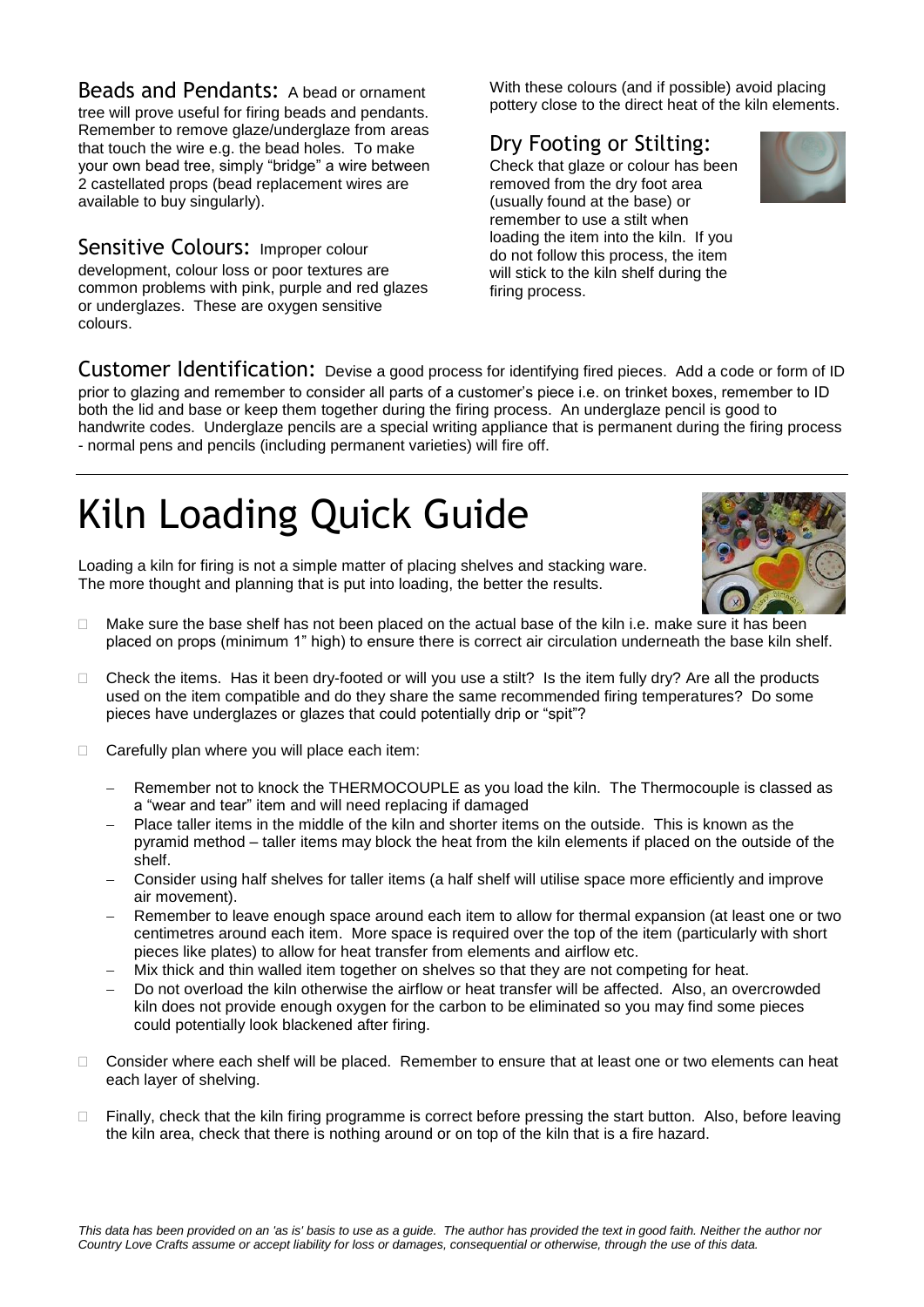**Beads and Pendants:** A bead or ornament tree will prove useful for firing beads and pendants. Remember to remove glaze/underglaze from areas that touch the wire e.g. the bead holes. To make your own bead tree, simply "bridge" a wire between 2 castellated props (bead replacement wires are available to buy singularly).

**Sensitive Colours:** Improper colour development, colour loss or poor textures are common problems with pink, purple and red glazes or underglazes. These are oxygen sensitive colours.

With these colours (and if possible) avoid placing pottery close to the direct heat of the kiln elements.

**Dry Footing or Stilting:**

Check that glaze or colour has been removed from the dry foot area (usually found at the base) or remember to use a stilt when loading the item into the kiln. If you do not follow this process, the item will stick to the kiln shelf during the firing process.

**Customer Identification:** Devise a good process for identifying fired pieces. Add a code or form of ID prior to glazing and remember to consider all parts of a customer's piece i.e. on trinket boxes, remember to ID both the lid and base or keep them together during the firing process. An underglaze pencil is good to handwrite codes. Underglaze pencils are a special writing appliance that is permanent during the firing process - normal pens and pencils (including permanent varieties) will fire off.

---

# Kiln Loading Quick Guide

Loading a kiln for firing is not a simple matter of placing shelves and stacking ware. The more thought and planning that is put into loading, the better the results.

- Make sure the base shelf has not been placed on the actual base of the kiln i.e. make sure it has been placed on props (minimum 1" high) to ensure there is correct air circulation underneath the base kiln shelf.
- Check the items. Has it been dry-footed or will you use a stilt? Is the item fully dry? Are all the products used on the item compatible and do they share the same recommended firing temperatures? Do some pieces have underglazes or glazes that could potentially drip or "spit"?
- Carefully plan where you will place each item:
  - Remember not to knock the THERMOCOUPLE as you load the kiln. The Thermocouple is classed as a "wear and tear" item and will need replacing if damaged
  - Place taller items in the middle of the kiln and shorter items on the outside. This is known as the pyramid method – taller items may block the heat from the kiln elements if placed on the outside of the shelf.
  - Consider using half shelves for taller items (a half shelf will utilise space more efficiently and improve air movement).
  - Remember to leave enough space around each item to allow for thermal expansion (at least one or two centimetres around each item. More space is required over the top of the item (particularly with short pieces like plates) to allow for heat transfer from elements and airflow etc.
  - Mix thick and thin walled item together on shelves so that they are not competing for heat.
  - Do not overload the kiln otherwise the airflow or heat transfer will be affected. Also, an overcrowded kiln does not provide enough oxygen for the carbon to be eliminated so you may find some pieces could potentially look blackened after firing.
- Consider where each shelf will be placed. Remember to ensure that at least one or two elements can heat each layer of shelving.
- Finally, check that the kiln firing programme is correct before pressing the start button. Also, before leaving the kiln area, check that there is nothing around or on top of the kiln that is a fire hazard.

*This data has been provided on an 'as is' basis to use as a guide. The author has provided the text in good faith. Neither the author nor Country Love Crafts assume or accept liability for loss or damages, consequential or otherwise, through the use of this data.*